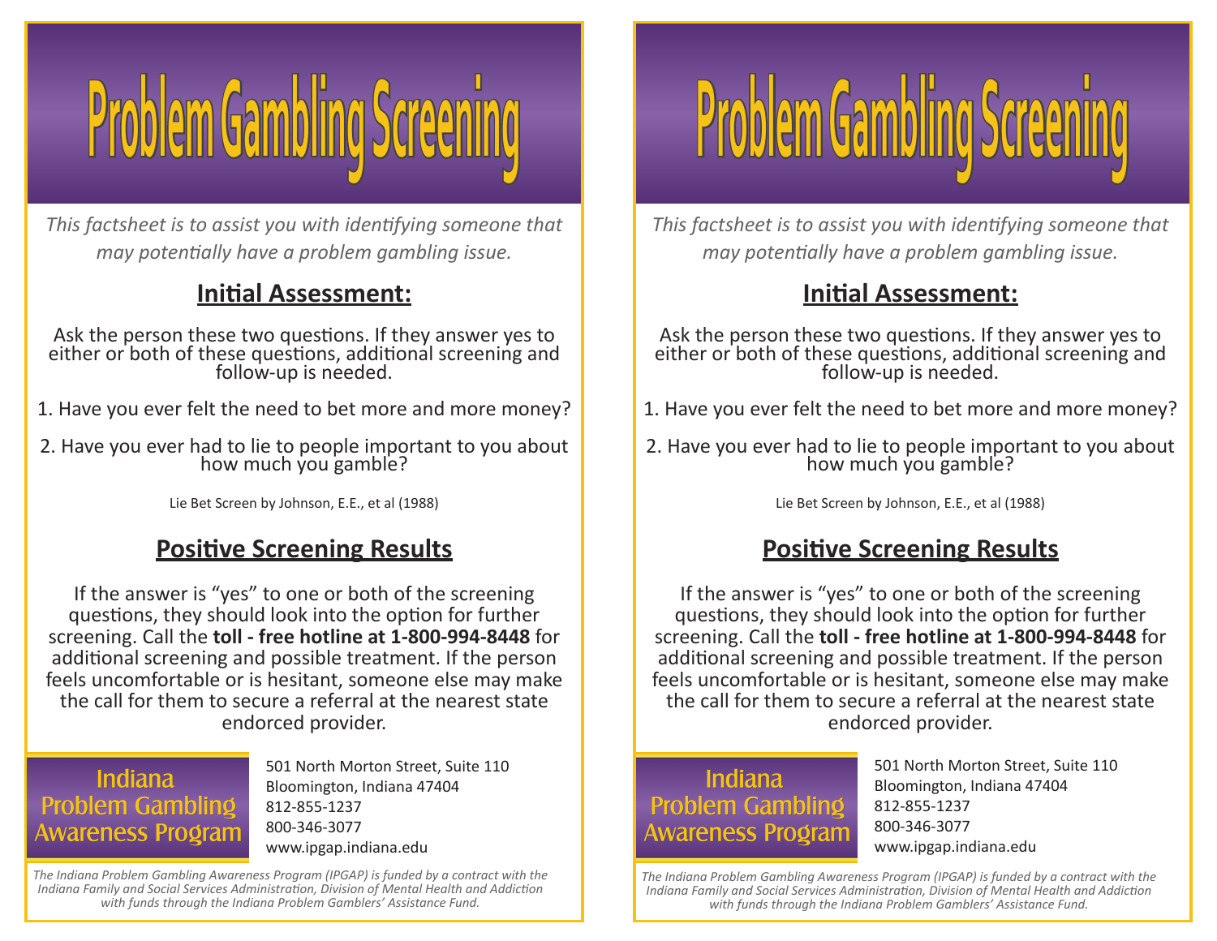# Problem Gambling Screening

*This factsheet is to assist you with identifying someone that may potentially have a problem gambling issue.*

## Initial Assessment:

Ask the person these two questions. If they answer yes to either or both of these questions, additional screening and follow-up is needed.

1. Have you ever felt the need to bet more and more money?

2. Have you ever had to lie to people important to you about how much you gamble?

Lie Bet Screen by Johnson, E.E., et al (1988)

## Positive Screening Results

If the answer is “yes” to one or both of the screening questions, they should look into the option for further screening. Call the **toll - free hotline at 1-800-994-8448** for additional screening and possible treatment. If the person feels uncomfortable or is hesitant, someone else may make the call for them to secure a referral at the nearest state endorced provider.

Indiana Problem Gambling Awareness Program

501 North Morton Street, Suite 110
Bloomington, Indiana 47404
812-855-1237
800-346-3077
www.ipgap.indiana.edu

*The Indiana Problem Gambling Awareness Program (IPGAP) is funded by a contract with the Indiana Family and Social Services Administration, Division of Mental Health and Addiction with funds through the Indiana Problem Gamblers’ Assistance Fund.*

# Problem Gambling Screening

*This factsheet is to assist you with identifying someone that may potentially have a problem gambling issue.*

## Initial Assessment:

Ask the person these two questions. If they answer yes to either or both of these questions, additional screening and follow-up is needed.

1. Have you ever felt the need to bet more and more money?

2. Have you ever had to lie to people important to you about how much you gamble?

Lie Bet Screen by Johnson, E.E., et al (1988)

## Positive Screening Results

If the answer is “yes” to one or both of the screening questions, they should look into the option for further screening. Call the **toll - free hotline at 1-800-994-8448** for additional screening and possible treatment. If the person feels uncomfortable or is hesitant, someone else may make the call for them to secure a referral at the nearest state endorced provider.

Indiana Problem Gambling Awareness Program

501 North Morton Street, Suite 110
Bloomington, Indiana 47404
812-855-1237
800-346-3077
www.ipgap.indiana.edu

*The Indiana Problem Gambling Awareness Program (IPGAP) is funded by a contract with the Indiana Family and Social Services Administration, Division of Mental Health and Addiction with funds through the Indiana Problem Gamblers’ Assistance Fund.*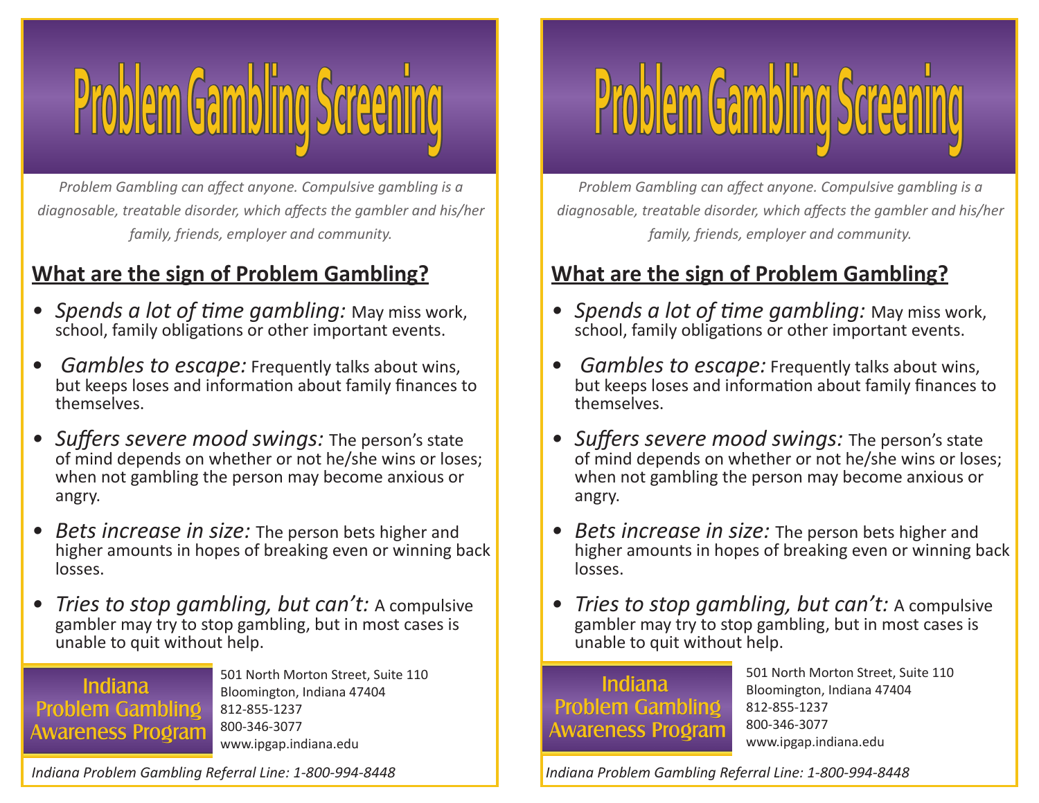# Problem Gambling Screening

*Problem Gambling can affect anyone. Compulsive gambling is a diagnosable, treatable disorder, which affects the gambler and his/her family, friends, employer and community.*

## What are the sign of Problem Gambling?

- *Spends a lot of time gambling:* May miss work, school, family obligations or other important events.
- *Gambles to escape:* Frequently talks about wins, but keeps loses and information about family finances to themselves.
- *Suffers severe mood swings:* The person's state of mind depends on whether or not he/she wins or loses; when not gambling the person may become anxious or angry.
- *Bets increase in size:* The person bets higher and higher amounts in hopes of breaking even or winning back losses.
- *Tries to stop gambling, but can't:* A compulsive gambler may try to stop gambling, but in most cases is unable to quit without help.

Indiana Problem Gambling Awareness Program

501 North Morton Street, Suite 110
Bloomington, Indiana 47404
812-855-1237
800-346-3077
www.ipgap.indiana.edu

*Indiana Problem Gambling Referral Line: 1-800-994-8448*

# Problem Gambling Screening

*Problem Gambling can affect anyone. Compulsive gambling is a diagnosable, treatable disorder, which affects the gambler and his/her family, friends, employer and community.*

## What are the sign of Problem Gambling?

- *Spends a lot of time gambling:* May miss work, school, family obligations or other important events.
- *Gambles to escape:* Frequently talks about wins, but keeps loses and information about family finances to themselves.
- *Suffers severe mood swings:* The person's state of mind depends on whether or not he/she wins or loses; when not gambling the person may become anxious or angry.
- *Bets increase in size:* The person bets higher and higher amounts in hopes of breaking even or winning back losses.
- *Tries to stop gambling, but can't:* A compulsive gambler may try to stop gambling, but in most cases is unable to quit without help.

Indiana Problem Gambling Awareness Program

501 North Morton Street, Suite 110
Bloomington, Indiana 47404
812-855-1237
800-346-3077
www.ipgap.indiana.edu

*Indiana Problem Gambling Referral Line: 1-800-994-8448*